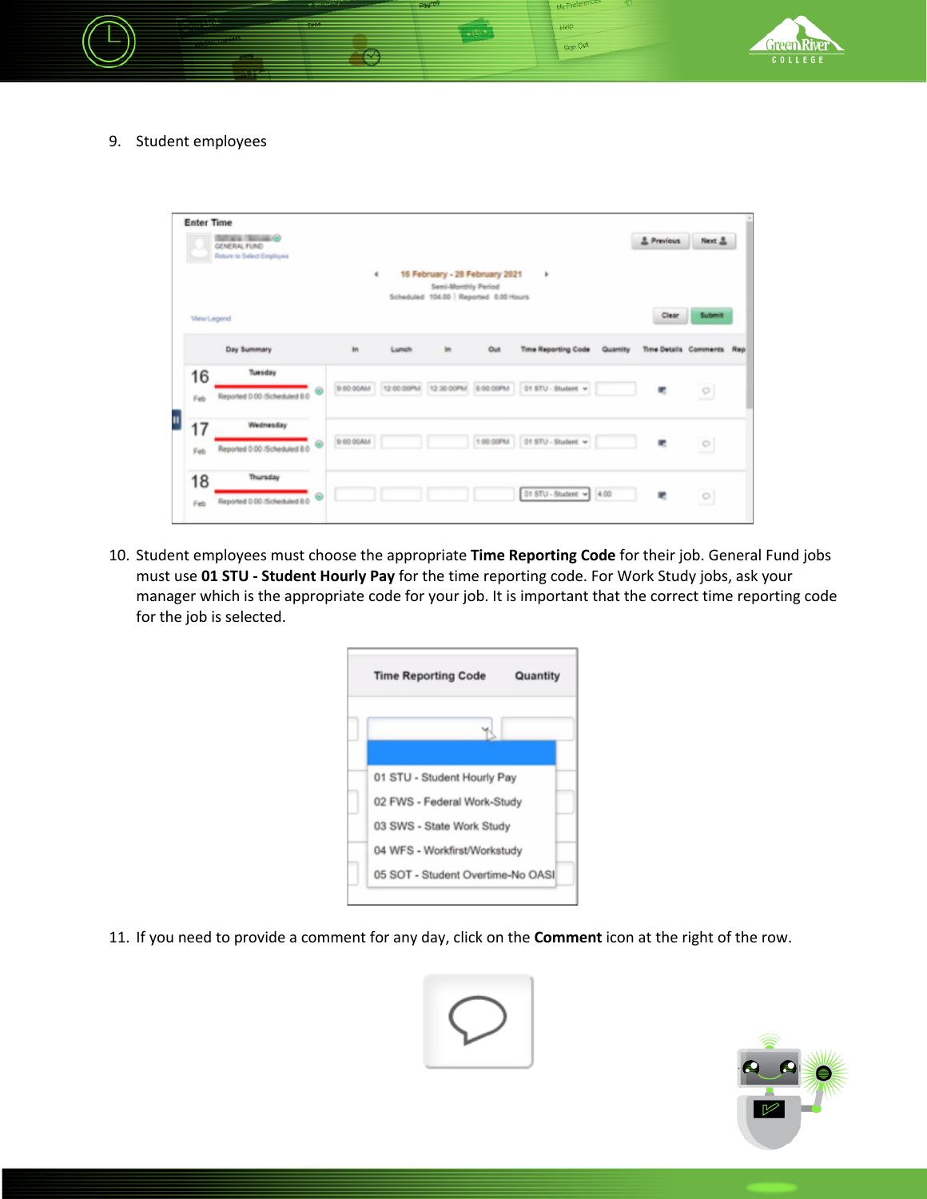9. Student employees

10. Student employees must choose the appropriate **Time Reporting Code** for their job. General Fund jobs must use **01 STU - Student Hourly Pay** for the time reporting code. For Work Study jobs, ask your manager which is the appropriate code for your job. It is important that the correct time reporting code for the job is selected.

11. If you need to provide a comment for any day, click on the **Comment** icon at the right of the row.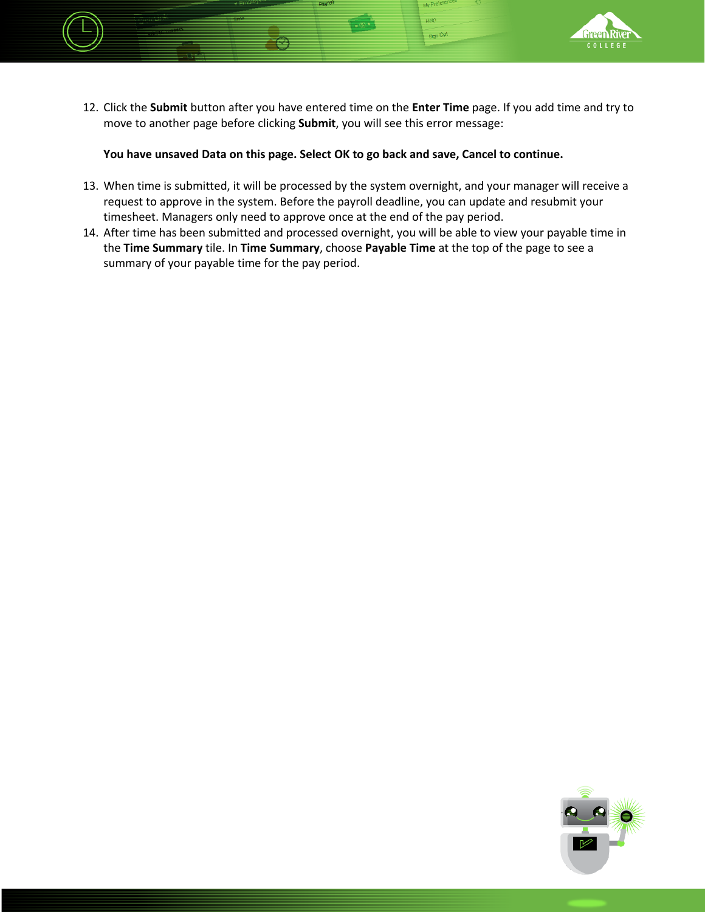12. Click the **Submit** button after you have entered time on the **Enter Time** page. If you add time and try to move to another page before clicking **Submit**, you will see this error message:

    **You have unsaved Data on this page. Select OK to go back and save, Cancel to continue.**

13. When time is submitted, it will be processed by the system overnight, and your manager will receive a request to approve in the system. Before the payroll deadline, you can update and resubmit your timesheet. Managers only need to approve once at the end of the pay period.
14. After time has been submitted and processed overnight, you will be able to view your payable time in the **Time Summary** tile. In **Time Summary**, choose **Payable Time** at the top of the page to see a summary of your payable time for the pay period.